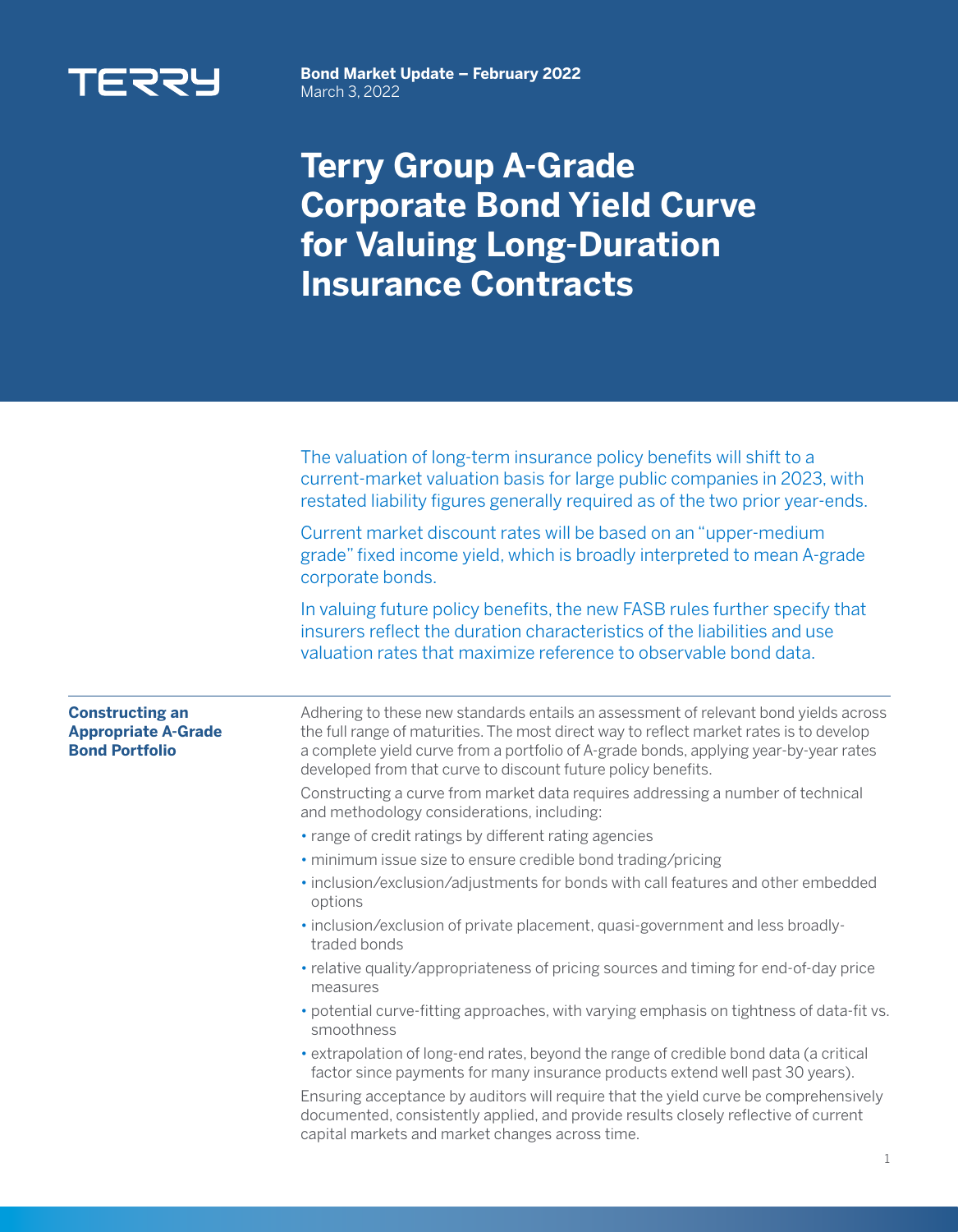**Bond Market Update – February 2022**
March 3, 2022

# Terry Group A-Grade Corporate Bond Yield Curve for Valuing Long-Duration Insurance Contracts

The valuation of long-term insurance policy benefits will shift to a current-market valuation basis for large public companies in 2023, with restated liability figures generally required as of the two prior year-ends.

Current market discount rates will be based on an "upper-medium grade" fixed income yield, which is broadly interpreted to mean A-grade corporate bonds.

In valuing future policy benefits, the new FASB rules further specify that insurers reflect the duration characteristics of the liabilities and use valuation rates that maximize reference to observable bond data.

## Constructing an Appropriate A-Grade Bond Portfolio

Adhering to these new standards entails an assessment of relevant bond yields across the full range of maturities. The most direct way to reflect market rates is to develop a complete yield curve from a portfolio of A-grade bonds, applying year-by-year rates developed from that curve to discount future policy benefits.

Constructing a curve from market data requires addressing a number of technical and methodology considerations, including:

- range of credit ratings by different rating agencies
- minimum issue size to ensure credible bond trading/pricing
- inclusion/exclusion/adjustments for bonds with call features and other embedded options
- inclusion/exclusion of private placement, quasi-government and less broadly-traded bonds
- relative quality/appropriateness of pricing sources and timing for end-of-day price measures
- potential curve-fitting approaches, with varying emphasis on tightness of data-fit vs. smoothness
- extrapolation of long-end rates, beyond the range of credible bond data (a critical factor since payments for many insurance products extend well past 30 years).

Ensuring acceptance by auditors will require that the yield curve be comprehensively documented, consistently applied, and provide results closely reflective of current capital markets and market changes across time.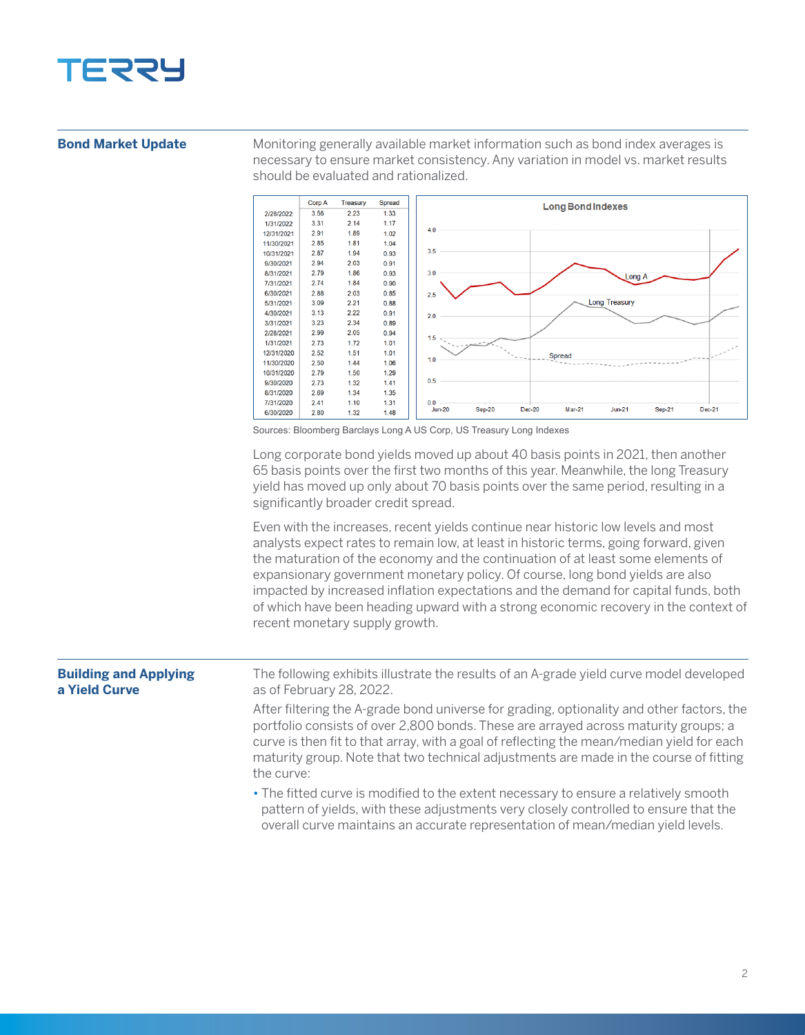## Bond Market Update

Monitoring generally available market information such as bond index averages is necessary to ensure market consistency. Any variation in model vs. market results should be evaluated and rationalized.

| | Corp A | Treasury | Spread |
|---|---|---|---|
| 2/28/2022 | 3.56 | 2.23 | 1.33 |
| 1/31/2022 | 3.31 | 2.14 | 1.17 |
| 12/31/2021 | 2.91 | 1.89 | 1.02 |
| 11/30/2021 | 2.85 | 1.81 | 1.04 |
| 10/31/2021 | 2.87 | 1.94 | 0.93 |
| 9/30/2021 | 2.94 | 2.03 | 0.91 |
| 8/31/2021 | 2.79 | 1.86 | 0.93 |
| 7/31/2021 | 2.74 | 1.84 | 0.90 |
| 6/30/2021 | 2.88 | 2.03 | 0.85 |
| 5/31/2021 | 3.09 | 2.21 | 0.88 |
| 4/30/2021 | 3.13 | 2.22 | 0.91 |
| 3/31/2021 | 3.23 | 2.34 | 0.89 |
| 2/28/2021 | 2.99 | 2.05 | 0.94 |
| 1/31/2021 | 2.73 | 1.72 | 1.01 |
| 12/31/2020 | 2.52 | 1.51 | 1.01 |
| 11/30/2020 | 2.50 | 1.44 | 1.06 |
| 10/31/2020 | 2.79 | 1.50 | 1.29 |
| 9/30/2020 | 2.73 | 1.32 | 1.41 |
| 8/31/2020 | 2.69 | 1.34 | 1.35 |
| 7/31/2020 | 2.41 | 1.10 | 1.31 |
| 6/30/2020 | 2.80 | 1.32 | 1.48 |

Sources: Bloomberg Barclays Long A US Corp, US Treasury Long Indexes

Long corporate bond yields moved up about 40 basis points in 2021, then another 65 basis points over the first two months of this year. Meanwhile, the long Treasury yield has moved up only about 70 basis points over the same period, resulting in a significantly broader credit spread.

Even with the increases, recent yields continue near historic low levels and most analysts expect rates to remain low, at least in historic terms, going forward, given the maturation of the economy and the continuation of at least some elements of expansionary government monetary policy. Of course, long bond yields are also impacted by increased inflation expectations and the demand for capital funds, both of which have been heading upward with a strong economic recovery in the context of recent monetary supply growth.

## Building and Applying a Yield Curve

The following exhibits illustrate the results of an A-grade yield curve model developed as of February 28, 2022.

After filtering the A-grade bond universe for grading, optionality and other factors, the portfolio consists of over 2,800 bonds. These are arrayed across maturity groups; a curve is then fit to that array, with a goal of reflecting the mean/median yield for each maturity group. Note that two technical adjustments are made in the course of fitting the curve:

- The fitted curve is modified to the extent necessary to ensure a relatively smooth pattern of yields, with these adjustments very closely controlled to ensure that the overall curve maintains an accurate representation of mean/median yield levels.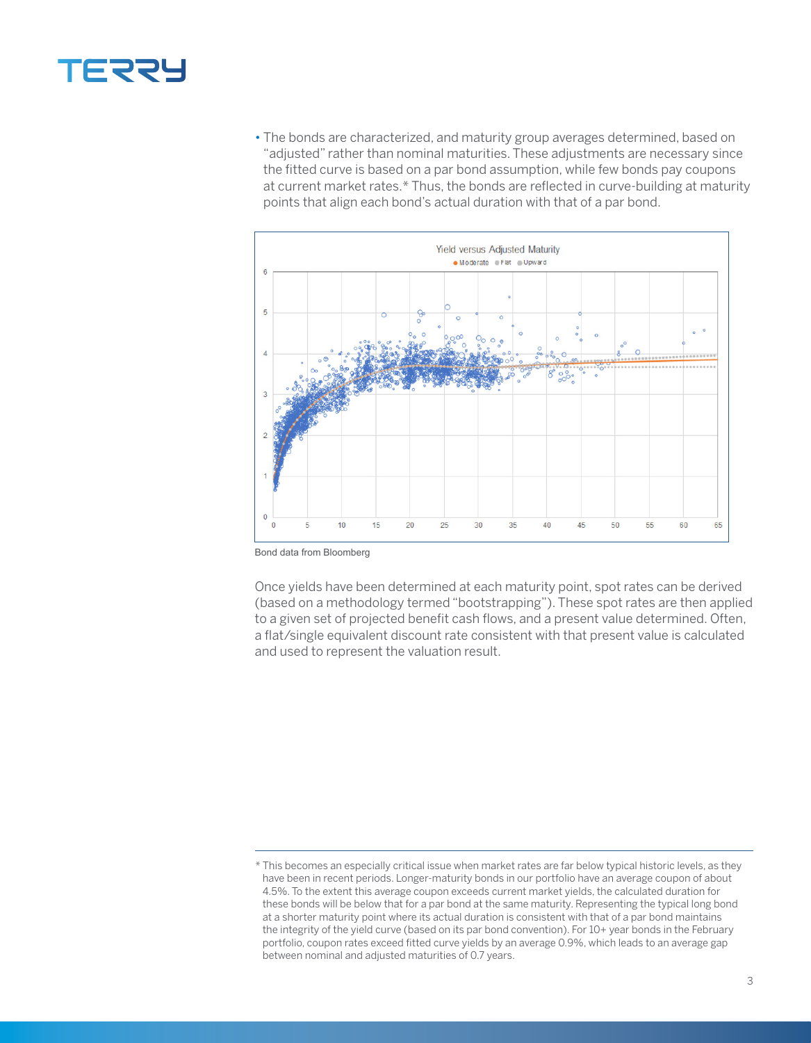- The bonds are characterized, and maturity group averages determined, based on "adjusted" rather than nominal maturities. These adjustments are necessary since the fitted curve is based on a par bond assumption, while few bonds pay coupons at current market rates.* Thus, the bonds are reflected in curve-building at maturity points that align each bond's actual duration with that of a par bond.

Bond data from Bloomberg

Once yields have been determined at each maturity point, spot rates can be derived (based on a methodology termed "bootstrapping"). These spot rates are then applied to a given set of projected benefit cash flows, and a present value determined. Often, a flat/single equivalent discount rate consistent with that present value is calculated and used to represent the valuation result.

---

* This becomes an especially critical issue when market rates are far below typical historic levels, as they have been in recent periods. Longer-maturity bonds in our portfolio have an average coupon of about 4.5%. To the extent this average coupon exceeds current market yields, the calculated duration for these bonds will be below that for a par bond at the same maturity. Representing the typical long bond at a shorter maturity point where its actual duration is consistent with that of a par bond maintains the integrity of the yield curve (based on its par bond convention). For 10+ year bonds in the February portfolio, coupon rates exceed fitted curve yields by an average 0.9%, which leads to an average gap between nominal and adjusted maturities of 0.7 years.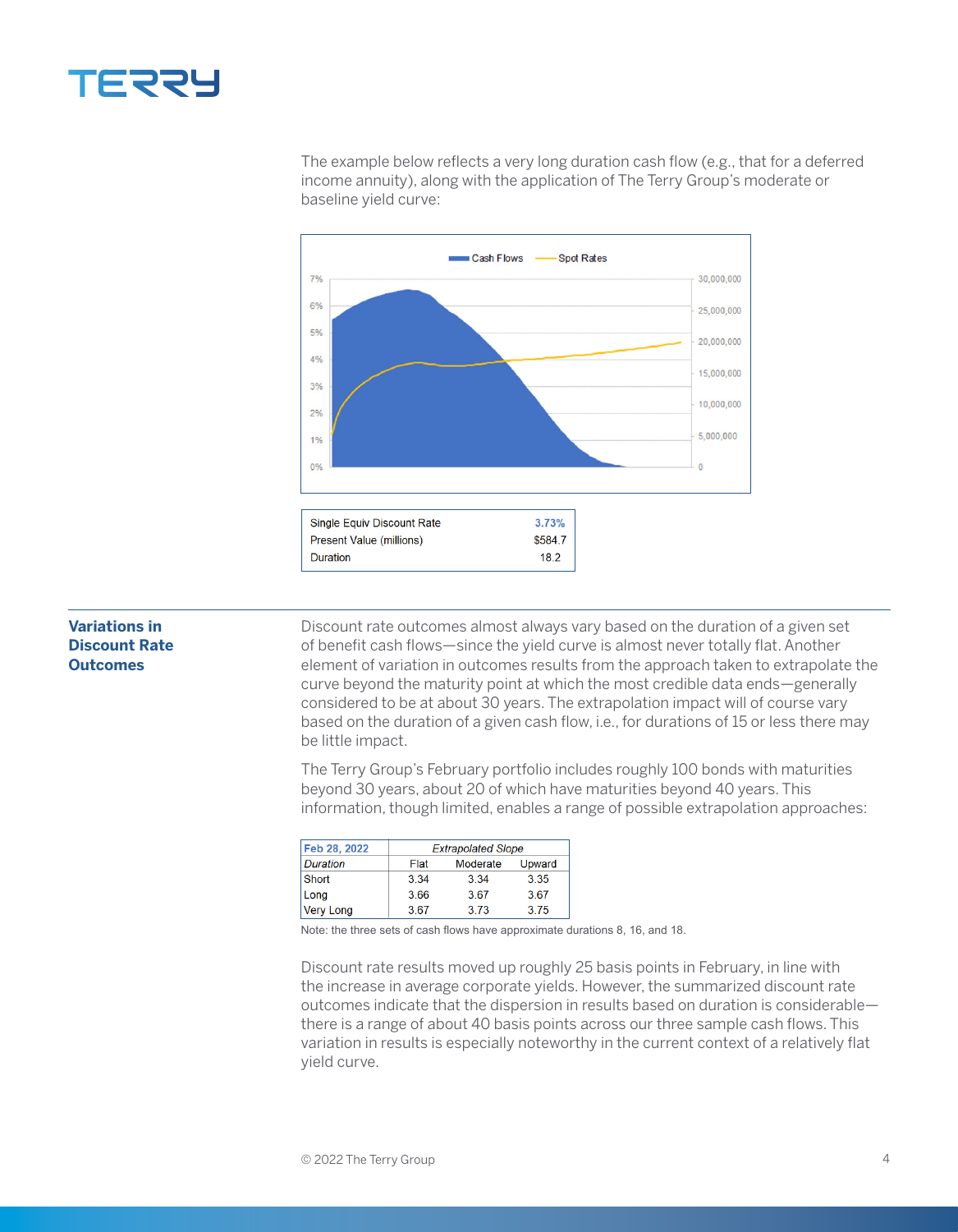The example below reflects a very long duration cash flow (e.g., that for a deferred income annuity), along with the application of The Terry Group's moderate or baseline yield curve:

| Single Equiv Discount Rate | 3.73% |
|---|---|
| Present Value (millions) | $584.7 |
| Duration | 18.2 |

## Variations in Discount Rate Outcomes

Discount rate outcomes almost always vary based on the duration of a given set of benefit cash flows—since the yield curve is almost never totally flat. Another element of variation in outcomes results from the approach taken to extrapolate the curve beyond the maturity point at which the most credible data ends—generally considered to be at about 30 years. The extrapolation impact will of course vary based on the duration of a given cash flow, i.e., for durations of 15 or less there may be little impact.

The Terry Group's February portfolio includes roughly 100 bonds with maturities beyond 30 years, about 20 of which have maturities beyond 40 years. This information, though limited, enables a range of possible extrapolation approaches:

| Feb 28, 2022 | *Extrapolated Slope* | | |
|---|---|---|---|
| *Duration* | Flat | Moderate | Upward |
| Short | 3.34 | 3.34 | 3.35 |
| Long | 3.66 | 3.67 | 3.67 |
| Very Long | 3.67 | 3.73 | 3.75 |

Note: the three sets of cash flows have approximate durations 8, 16, and 18.

Discount rate results moved up roughly 25 basis points in February, in line with the increase in average corporate yields. However, the summarized discount rate outcomes indicate that the dispersion in results based on duration is considerable—there is a range of about 40 basis points across our three sample cash flows. This variation in results is especially noteworthy in the current context of a relatively flat yield curve.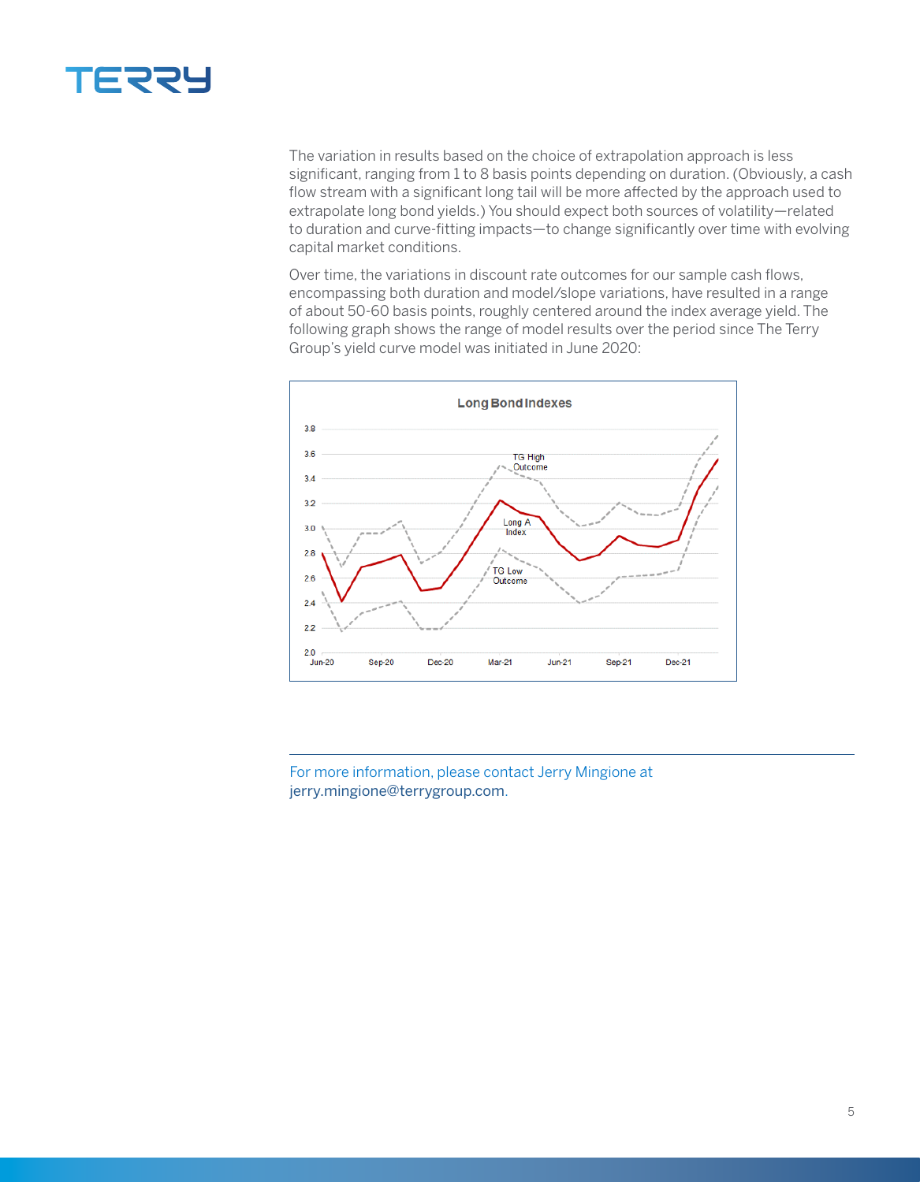The variation in results based on the choice of extrapolation approach is less significant, ranging from 1 to 8 basis points depending on duration. (Obviously, a cash flow stream with a significant long tail will be more affected by the approach used to extrapolate long bond yields.) You should expect both sources of volatility—related to duration and curve-fitting impacts—to change significantly over time with evolving capital market conditions.

Over time, the variations in discount rate outcomes for our sample cash flows, encompassing both duration and model/slope variations, have resulted in a range of about 50-60 basis points, roughly centered around the index average yield. The following graph shows the range of model results over the period since The Terry Group's yield curve model was initiated in June 2020:

Long Bond Indexes

3.8
3.6
3.4
3.2
3.0
2.8
2.6
2.4
2.2
2.0

Jun-20 Sep-20 Dec-20 Mar-21 Jun-21 Sep-21 Dec-21

TG High Outcome

Long A Index

TG Low Outcome

---

For more information, please contact Jerry Mingione at jerry.mingione@terrygroup.com.